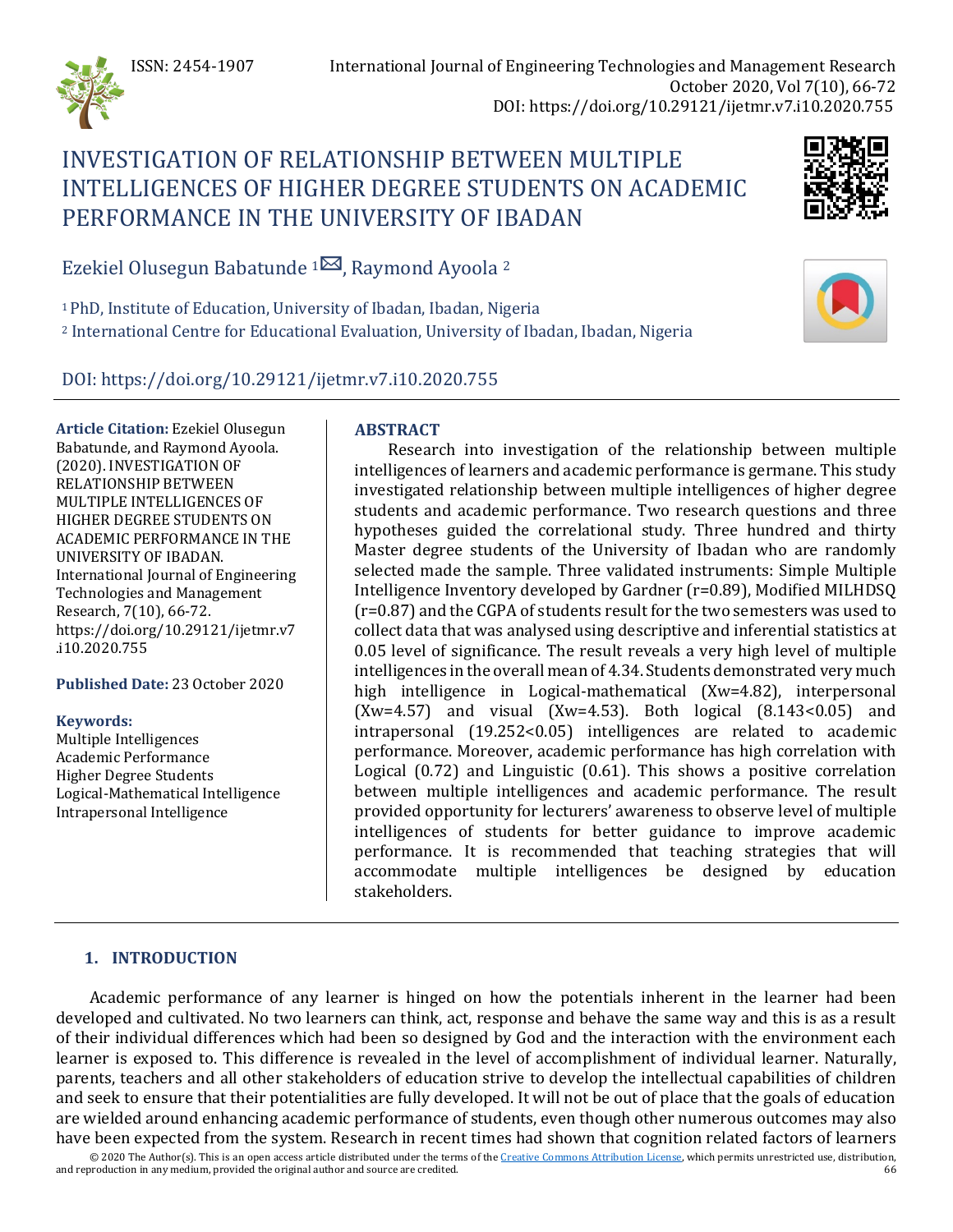# INVESTIGATION OF RELATIONSHIP BETWEEN MULTIPLE INTELLIGENCES OF HIGHER DEGREE STUDENTS ON ACADEMIC PERFORMANCE IN THE UNIVERSITY OF IBADAN

Ezekiel Olusegun Babatunde [1], Raymond Ayoola [2]

[1] PhD, Institute of Education, University of Ibadan, Ibadan, Nigeria

[2] International Centre for Educational Evaluation, University of Ibadan, Ibadan, Nigeria

DOI: https://doi.org/10.29121/ijetmr.v7.i10.2020.755

**Article Citation:** Ezekiel Olusegun Babatunde, and Raymond Ayoola. (2020). INVESTIGATION OF RELATIONSHIP BETWEEN MULTIPLE INTELLIGENCES OF HIGHER DEGREE STUDENTS ON ACADEMIC PERFORMANCE IN THE UNIVERSITY OF IBADAN. International Journal of Engineering Technologies and Management Research, 7(10), 66-72. https://doi.org/10.29121/ijetmr.v7.i10.2020.755

**Published Date:** 23 October 2020

**Keywords:**
Multiple Intelligences
Academic Performance
Higher Degree Students
Logical-Mathematical Intelligence
Intrapersonal Intelligence

## ABSTRACT

Research into investigation of the relationship between multiple intelligences of learners and academic performance is germane. This study investigated relationship between multiple intelligences of higher degree students and academic performance. Two research questions and three hypotheses guided the correlational study. Three hundred and thirty Master degree students of the University of Ibadan who are randomly selected made the sample. Three validated instruments: Simple Multiple Intelligence Inventory developed by Gardner (r=0.89), Modified MILHDSQ (r=0.87) and the CGPA of students result for the two semesters was used to collect data that was analysed using descriptive and inferential statistics at 0.05 level of significance. The result reveals a very high level of multiple intelligences in the overall mean of 4.34. Students demonstrated very much high intelligence in Logical-mathematical (Xw=4.82), interpersonal (Xw=4.57) and visual (Xw=4.53). Both logical (8.143<0.05) and intrapersonal (19.252<0.05) intelligences are related to academic performance. Moreover, academic performance has high correlation with Logical (0.72) and Linguistic (0.61). This shows a positive correlation between multiple intelligences and academic performance. The result provided opportunity for lecturers' awareness to observe level of multiple intelligences of students for better guidance to improve academic performance. It is recommended that teaching strategies that will accommodate multiple intelligences be designed by education stakeholders.

## 1. INTRODUCTION

Academic performance of any learner is hinged on how the potentials inherent in the learner had been developed and cultivated. No two learners can think, act, response and behave the same way and this is as a result of their individual differences which had been so designed by God and the interaction with the environment each learner is exposed to. This difference is revealed in the level of accomplishment of individual learner. Naturally, parents, teachers and all other stakeholders of education strive to develop the intellectual capabilities of children and seek to ensure that their potentialities are fully developed. It will not be out of place that the goals of education are wielded around enhancing academic performance of students, even though other numerous outcomes may also have been expected from the system. Research in recent times had shown that cognition related factors of learners

© 2020 The Author(s). This is an open access article distributed under the terms of the Creative Commons Attribution License, which permits unrestricted use, distribution, and reproduction in any medium, provided the original author and source are credited.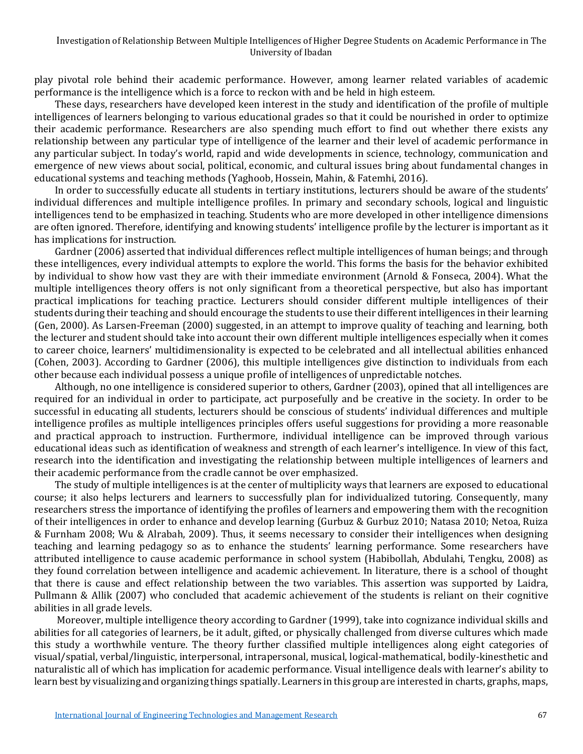play pivotal role behind their academic performance. However, among learner related variables of academic performance is the intelligence which is a force to reckon with and be held in high esteem.

These days, researchers have developed keen interest in the study and identification of the profile of multiple intelligences of learners belonging to various educational grades so that it could be nourished in order to optimize their academic performance. Researchers are also spending much effort to find out whether there exists any relationship between any particular type of intelligence of the learner and their level of academic performance in any particular subject. In today's world, rapid and wide developments in science, technology, communication and emergence of new views about social, political, economic, and cultural issues bring about fundamental changes in educational systems and teaching methods (Yaghoob, Hossein, Mahin, & Fatemhi, 2016).

In order to successfully educate all students in tertiary institutions, lecturers should be aware of the students' individual differences and multiple intelligence profiles. In primary and secondary schools, logical and linguistic intelligences tend to be emphasized in teaching. Students who are more developed in other intelligence dimensions are often ignored. Therefore, identifying and knowing students' intelligence profile by the lecturer is important as it has implications for instruction.

Gardner (2006) asserted that individual differences reflect multiple intelligences of human beings; and through these intelligences, every individual attempts to explore the world. This forms the basis for the behavior exhibited by individual to show how vast they are with their immediate environment (Arnold & Fonseca, 2004). What the multiple intelligences theory offers is not only significant from a theoretical perspective, but also has important practical implications for teaching practice. Lecturers should consider different multiple intelligences of their students during their teaching and should encourage the students to use their different intelligences in their learning (Gen, 2000). As Larsen-Freeman (2000) suggested, in an attempt to improve quality of teaching and learning, both the lecturer and student should take into account their own different multiple intelligences especially when it comes to career choice, learners' multidimensionality is expected to be celebrated and all intellectual abilities enhanced (Cohen, 2003). According to Gardner (2006), this multiple intelligences give distinction to individuals from each other because each individual possess a unique profile of intelligences of unpredictable notches.

Although, no one intelligence is considered superior to others, Gardner (2003), opined that all intelligences are required for an individual in order to participate, act purposefully and be creative in the society. In order to be successful in educating all students, lecturers should be conscious of students' individual differences and multiple intelligence profiles as multiple intelligences principles offers useful suggestions for providing a more reasonable and practical approach to instruction. Furthermore, individual intelligence can be improved through various educational ideas such as identification of weakness and strength of each learner's intelligence. In view of this fact, research into the identification and investigating the relationship between multiple intelligences of learners and their academic performance from the cradle cannot be over emphasized.

The study of multiple intelligences is at the center of multiplicity ways that learners are exposed to educational course; it also helps lecturers and learners to successfully plan for individualized tutoring. Consequently, many researchers stress the importance of identifying the profiles of learners and empowering them with the recognition of their intelligences in order to enhance and develop learning (Gurbuz & Gurbuz 2010; Natasa 2010; Netoa, Ruiza & Furnham 2008; Wu & Alrabah, 2009). Thus, it seems necessary to consider their intelligences when designing teaching and learning pedagogy so as to enhance the students' learning performance. Some researchers have attributed intelligence to cause academic performance in school system (Habibollah, Abdulahi, Tengku, 2008) as they found correlation between intelligence and academic achievement. In literature, there is a school of thought that there is cause and effect relationship between the two variables. This assertion was supported by Laidra, Pullmann & Allik (2007) who concluded that academic achievement of the students is reliant on their cognitive abilities in all grade levels.

Moreover, multiple intelligence theory according to Gardner (1999), take into cognizance individual skills and abilities for all categories of learners, be it adult, gifted, or physically challenged from diverse cultures which made this study a worthwhile venture. The theory further classified multiple intelligences along eight categories of visual/spatial, verbal/linguistic, interpersonal, intrapersonal, musical, logical-mathematical, bodily-kinesthetic and naturalistic all of which has implication for academic performance. Visual intelligence deals with learner's ability to learn best by visualizing and organizing things spatially. Learners in this group are interested in charts, graphs, maps,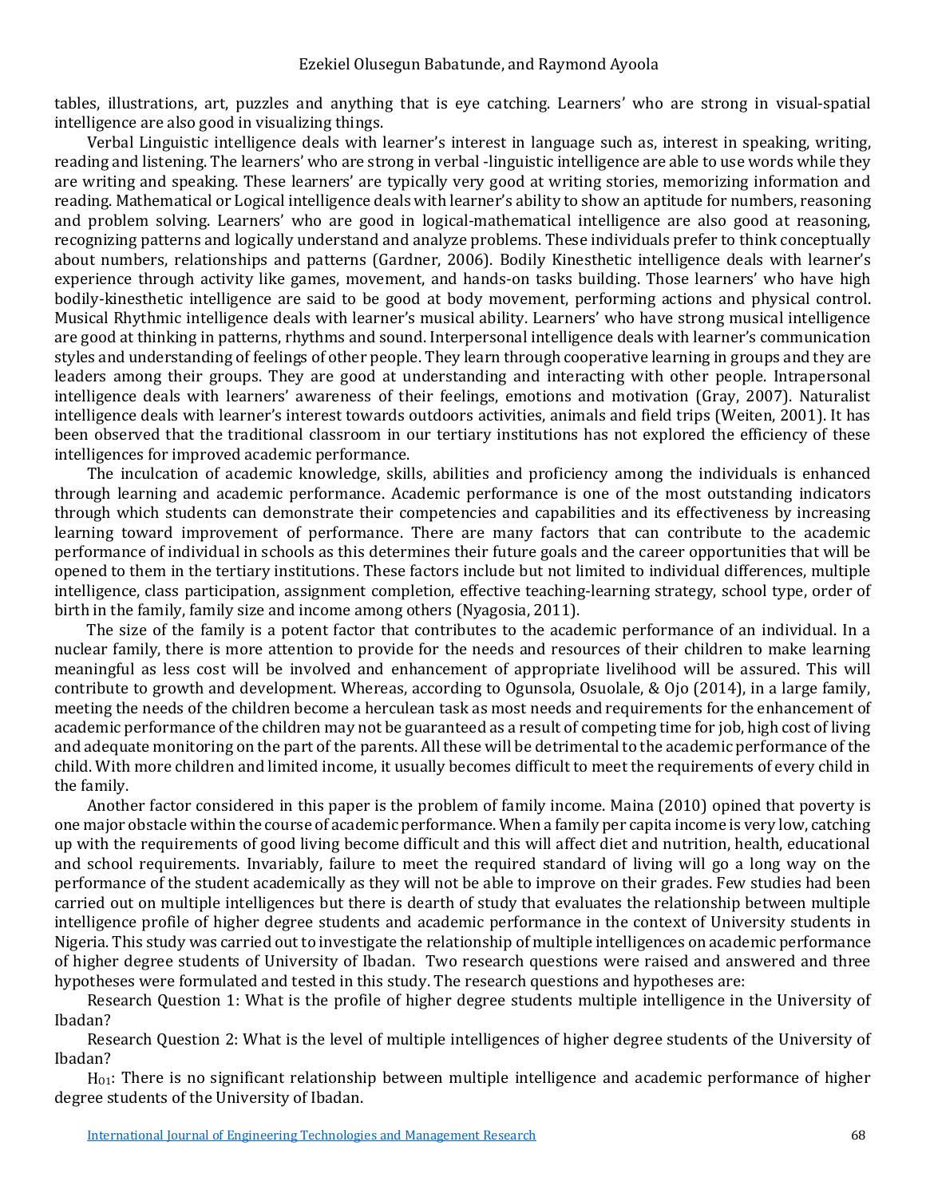tables, illustrations, art, puzzles and anything that is eye catching. Learners' who are strong in visual-spatial intelligence are also good in visualizing things.

Verbal Linguistic intelligence deals with learner's interest in language such as, interest in speaking, writing, reading and listening. The learners' who are strong in verbal -linguistic intelligence are able to use words while they are writing and speaking. These learners' are typically very good at writing stories, memorizing information and reading. Mathematical or Logical intelligence deals with learner's ability to show an aptitude for numbers, reasoning and problem solving. Learners' who are good in logical-mathematical intelligence are also good at reasoning, recognizing patterns and logically understand and analyze problems. These individuals prefer to think conceptually about numbers, relationships and patterns (Gardner, 2006). Bodily Kinesthetic intelligence deals with learner's experience through activity like games, movement, and hands-on tasks building. Those learners' who have high bodily-kinesthetic intelligence are said to be good at body movement, performing actions and physical control. Musical Rhythmic intelligence deals with learner's musical ability. Learners' who have strong musical intelligence are good at thinking in patterns, rhythms and sound. Interpersonal intelligence deals with learner's communication styles and understanding of feelings of other people. They learn through cooperative learning in groups and they are leaders among their groups. They are good at understanding and interacting with other people. Intrapersonal intelligence deals with learners' awareness of their feelings, emotions and motivation (Gray, 2007). Naturalist intelligence deals with learner's interest towards outdoors activities, animals and field trips (Weiten, 2001). It has been observed that the traditional classroom in our tertiary institutions has not explored the efficiency of these intelligences for improved academic performance.

The inculcation of academic knowledge, skills, abilities and proficiency among the individuals is enhanced through learning and academic performance. Academic performance is one of the most outstanding indicators through which students can demonstrate their competencies and capabilities and its effectiveness by increasing learning toward improvement of performance. There are many factors that can contribute to the academic performance of individual in schools as this determines their future goals and the career opportunities that will be opened to them in the tertiary institutions. These factors include but not limited to individual differences, multiple intelligence, class participation, assignment completion, effective teaching-learning strategy, school type, order of birth in the family, family size and income among others (Nyagosia, 2011).

The size of the family is a potent factor that contributes to the academic performance of an individual. In a nuclear family, there is more attention to provide for the needs and resources of their children to make learning meaningful as less cost will be involved and enhancement of appropriate livelihood will be assured. This will contribute to growth and development. Whereas, according to Ogunsola, Osuolale, & Ojo (2014), in a large family, meeting the needs of the children become a herculean task as most needs and requirements for the enhancement of academic performance of the children may not be guaranteed as a result of competing time for job, high cost of living and adequate monitoring on the part of the parents. All these will be detrimental to the academic performance of the child. With more children and limited income, it usually becomes difficult to meet the requirements of every child in the family.

Another factor considered in this paper is the problem of family income. Maina (2010) opined that poverty is one major obstacle within the course of academic performance. When a family per capita income is very low, catching up with the requirements of good living become difficult and this will affect diet and nutrition, health, educational and school requirements. Invariably, failure to meet the required standard of living will go a long way on the performance of the student academically as they will not be able to improve on their grades. Few studies had been carried out on multiple intelligences but there is dearth of study that evaluates the relationship between multiple intelligence profile of higher degree students and academic performance in the context of University students in Nigeria. This study was carried out to investigate the relationship of multiple intelligences on academic performance of higher degree students of University of Ibadan. Two research questions were raised and answered and three hypotheses were formulated and tested in this study. The research questions and hypotheses are:

Research Question 1: What is the profile of higher degree students multiple intelligence in the University of Ibadan?

Research Question 2: What is the level of multiple intelligences of higher degree students of the University of Ibadan?

$H_{01}$: There is no significant relationship between multiple intelligence and academic performance of higher degree students of the University of Ibadan.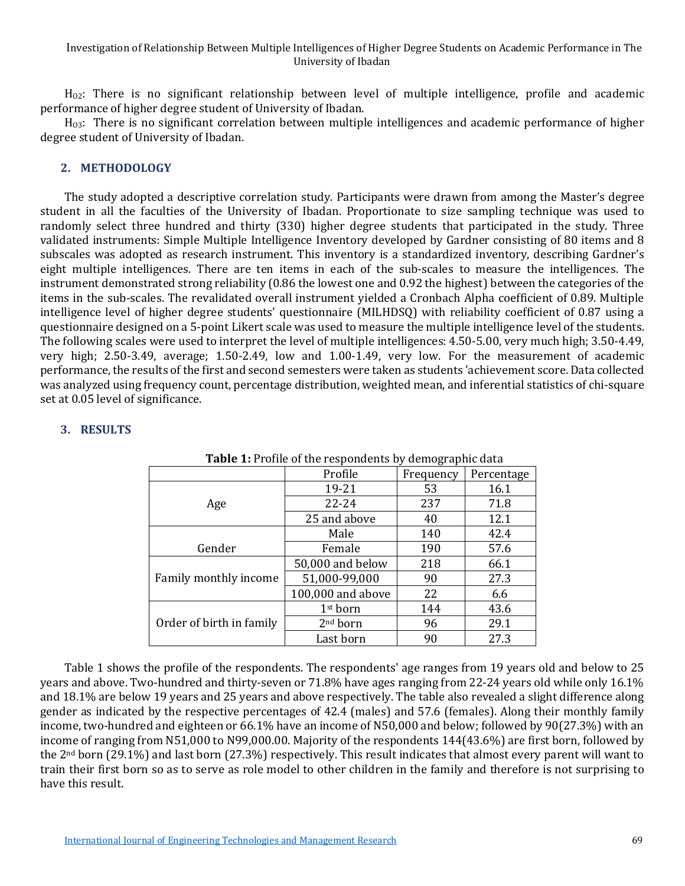$H_{02}$: There is no significant relationship between level of multiple intelligence, profile and academic performance of higher degree student of University of Ibadan.

$H_{03}$: There is no significant correlation between multiple intelligences and academic performance of higher degree student of University of Ibadan.

## 2. METHODOLOGY

The study adopted a descriptive correlation study. Participants were drawn from among the Master's degree student in all the faculties of the University of Ibadan. Proportionate to size sampling technique was used to randomly select three hundred and thirty (330) higher degree students that participated in the study. Three validated instruments: Simple Multiple Intelligence Inventory developed by Gardner consisting of 80 items and 8 subscales was adopted as research instrument. This inventory is a standardized inventory, describing Gardner's eight multiple intelligences. There are ten items in each of the sub-scales to measure the intelligences. The instrument demonstrated strong reliability (0.86 the lowest one and 0.92 the highest) between the categories of the items in the sub-scales. The revalidated overall instrument yielded a Cronbach Alpha coefficient of 0.89. Multiple intelligence level of higher degree students' questionnaire (MILHDSQ) with reliability coefficient of 0.87 using a questionnaire designed on a 5-point Likert scale was used to measure the multiple intelligence level of the students. The following scales were used to interpret the level of multiple intelligences: 4.50-5.00, very much high; 3.50-4.49, very high; 2.50-3.49, average; 1.50-2.49, low and 1.00-1.49, very low. For the measurement of academic performance, the results of the first and second semesters were taken as students 'achievement score. Data collected was analyzed using frequency count, percentage distribution, weighted mean, and inferential statistics of chi-square set at 0.05 level of significance.

## 3. RESULTS

**Table 1:** Profile of the respondents by demographic data

| | Profile | Frequency | Percentage |
|---|---|---|---|
| Age | 19-21 | 53 | 16.1 |
| | 22-24 | 237 | 71.8 |
| | 25 and above | 40 | 12.1 |
| Gender | Male | 140 | 42.4 |
| | Female | 190 | 57.6 |
| Family monthly income | 50,000 and below | 218 | 66.1 |
| | 51,000-99,000 | 90 | 27.3 |
| | 100,000 and above | 22 | 6.6 |
| Order of birth in family | 1st born | 144 | 43.6 |
| | 2nd born | 96 | 29.1 |
| | Last born | 90 | 27.3 |

Table 1 shows the profile of the respondents. The respondents' age ranges from 19 years old and below to 25 years and above. Two-hundred and thirty-seven or 71.8% have ages ranging from 22-24 years old while only 16.1% and 18.1% are below 19 years and 25 years and above respectively. The table also revealed a slight difference along gender as indicated by the respective percentages of 42.4 (males) and 57.6 (females). Along their monthly family income, two-hundred and eighteen or 66.1% have an income of N50,000 and below; followed by 90(27.3%) with an income of ranging from N51,000 to N99,000.00. Majority of the respondents 144(43.6%) are first born, followed by the 2nd born (29.1%) and last born (27.3%) respectively. This result indicates that almost every parent will want to train their first born so as to serve as role model to other children in the family and therefore is not surprising to have this result.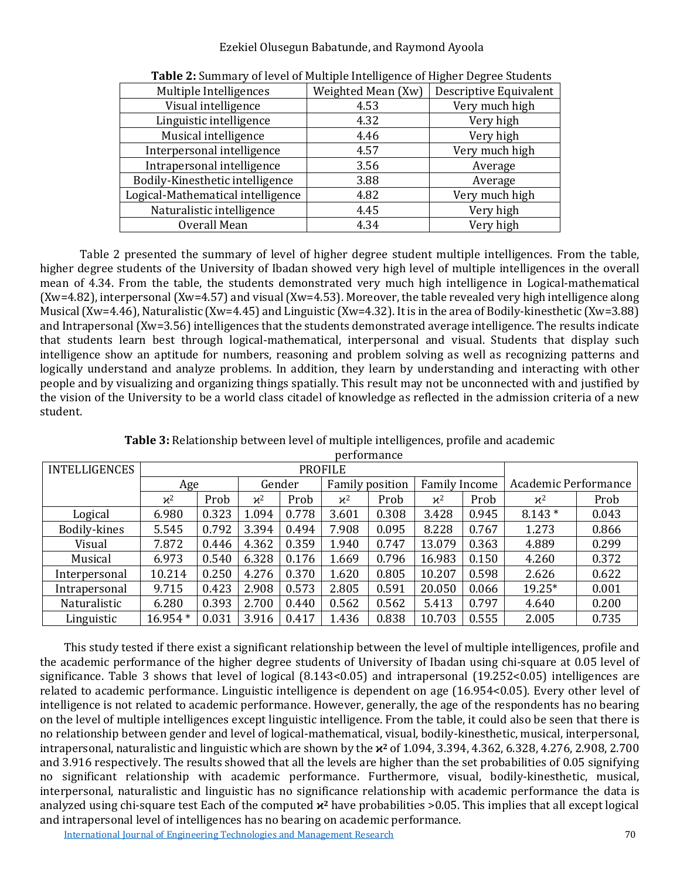**Table 2:** Summary of level of Multiple Intelligence of Higher Degree Students

| Multiple Intelligences | Weighted Mean (Xw) | Descriptive Equivalent |
|---|---|---|
| Visual intelligence | 4.53 | Very much high |
| Linguistic intelligence | 4.32 | Very high |
| Musical intelligence | 4.46 | Very high |
| Interpersonal intelligence | 4.57 | Very much high |
| Intrapersonal intelligence | 3.56 | Average |
| Bodily-Kinesthetic intelligence | 3.88 | Average |
| Logical-Mathematical intelligence | 4.82 | Very much high |
| Naturalistic intelligence | 4.45 | Very high |
| Overall Mean | 4.34 | Very high |

Table 2 presented the summary of level of higher degree student multiple intelligences. From the table, higher degree students of the University of Ibadan showed very high level of multiple intelligences in the overall mean of 4.34. From the table, the students demonstrated very much high intelligence in Logical-mathematical (Xw=4.82), interpersonal (Xw=4.57) and visual (Xw=4.53). Moreover, the table revealed very high intelligence along Musical (Xw=4.46), Naturalistic (Xw=4.45) and Linguistic (Xw=4.32). It is in the area of Bodily-kinesthetic (Xw=3.88) and Intrapersonal (Xw=3.56) intelligences that the students demonstrated average intelligence. The results indicate that students learn best through logical-mathematical, interpersonal and visual. Students that display such intelligence show an aptitude for numbers, reasoning and problem solving as well as recognizing patterns and logically understand and analyze problems. In addition, they learn by understanding and interacting with other people and by visualizing and organizing things spatially. This result may not be unconnected with and justified by the vision of the University to be a world class citadel of knowledge as reflected in the admission criteria of a new student.

**Table 3:** Relationship between level of multiple intelligences, profile and academic performance

| INTELLIGENCES | PROFILE | | | | | | | | | |
|---|---|---|---|---|---|---|---|---|---|---|
| | Age | | Gender | | Family position | | Family Income | | Academic Performance | |
| | $\varkappa^2$ | Prob | $\varkappa^2$ | Prob | $\varkappa^2$ | Prob | $\varkappa^2$ | Prob | $\varkappa^2$ | Prob |
| Logical | 6.980 | 0.323 | 1.094 | 0.778 | 3.601 | 0.308 | 3.428 | 0.945 | 8.143 * | 0.043 |
| Bodily-kines | 5.545 | 0.792 | 3.394 | 0.494 | 7.908 | 0.095 | 8.228 | 0.767 | 1.273 | 0.866 |
| Visual | 7.872 | 0.446 | 4.362 | 0.359 | 1.940 | 0.747 | 13.079 | 0.363 | 4.889 | 0.299 |
| Musical | 6.973 | 0.540 | 6.328 | 0.176 | 1.669 | 0.796 | 16.983 | 0.150 | 4.260 | 0.372 |
| Interpersonal | 10.214 | 0.250 | 4.276 | 0.370 | 1.620 | 0.805 | 10.207 | 0.598 | 2.626 | 0.622 |
| Intrapersonal | 9.715 | 0.423 | 2.908 | 0.573 | 2.805 | 0.591 | 20.050 | 0.066 | 19.25* | 0.001 |
| Naturalistic | 6.280 | 0.393 | 2.700 | 0.440 | 0.562 | 0.562 | 5.413 | 0.797 | 4.640 | 0.200 |
| Linguistic | 16.954 * | 0.031 | 3.916 | 0.417 | 1.436 | 0.838 | 10.703 | 0.555 | 2.005 | 0.735 |

This study tested if there exist a significant relationship between the level of multiple intelligences, profile and the academic performance of the higher degree students of University of Ibadan using chi-square at 0.05 level of significance. Table 3 shows that level of logical (8.143<0.05) and intrapersonal (19.252<0.05) intelligences are related to academic performance. Linguistic intelligence is dependent on age (16.954<0.05). Every other level of intelligence is not related to academic performance. However, generally, the age of the respondents has no bearing on the level of multiple intelligences except linguistic intelligence. From the table, it could also be seen that there is no relationship between gender and level of logical-mathematical, visual, bodily-kinesthetic, musical, interpersonal, intrapersonal, naturalistic and linguistic which are shown by the $\varkappa^2$ of 1.094, 3.394, 4.362, 6.328, 4.276, 2.908, 2.700 and 3.916 respectively. The results showed that all the levels are higher than the set probabilities of 0.05 signifying no significant relationship with academic performance. Furthermore, visual, bodily-kinesthetic, musical, interpersonal, naturalistic and linguistic has no significance relationship with academic performance the data is analyzed using chi-square test Each of the computed $\varkappa^2$ have probabilities >0.05. This implies that all except logical and intrapersonal level of intelligences has no bearing on academic performance.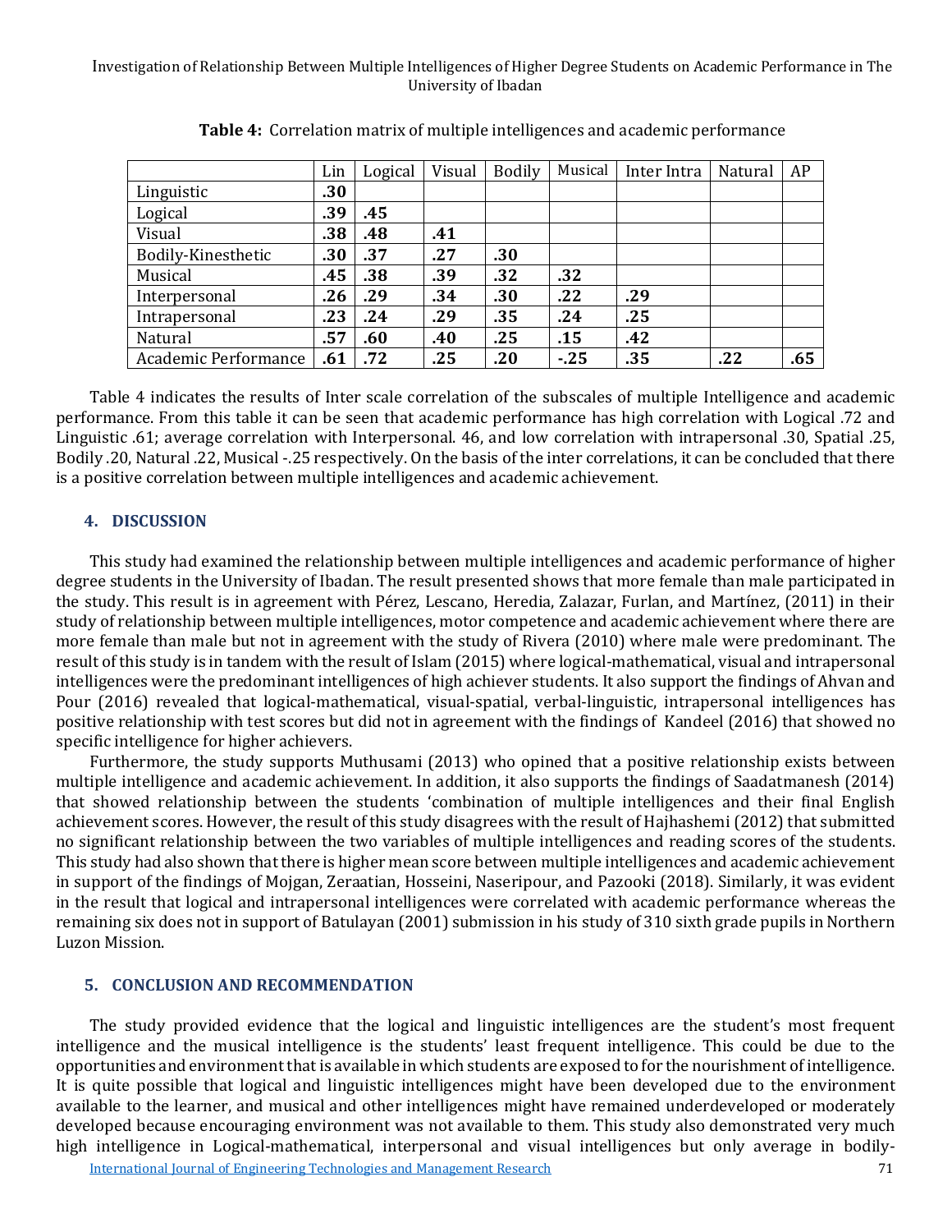**Table 4:** Correlation matrix of multiple intelligences and academic performance

| | Lin | Logical | Visual | Bodily | Musical | Inter Intra | Natural | AP |
|---|---|---|---|---|---|---|---|---|
| Linguistic | **.30** | | | | | | | |
| Logical | **.39** | **.45** | | | | | | |
| Visual | **.38** | **.48** | **.41** | | | | | |
| Bodily-Kinesthetic | **.30** | **.37** | **.27** | **.30** | | | | |
| Musical | **.45** | **.38** | **.39** | **.32** | **.32** | | | |
| Interpersonal | **.26** | **.29** | **.34** | **.30** | **.22** | **.29** | | |
| Intrapersonal | **.23** | **.24** | **.29** | **.35** | **.24** | **.25** | | |
| Natural | **.57** | **.60** | **.40** | **.25** | **.15** | **.42** | | |
| Academic Performance | **.61** | **.72** | **.25** | **.20** | **-.25** | **.35** | **.22** | **.65** |

Table 4 indicates the results of Inter scale correlation of the subscales of multiple Intelligence and academic performance. From this table it can be seen that academic performance has high correlation with Logical .72 and Linguistic .61; average correlation with Interpersonal. 46, and low correlation with intrapersonal .30, Spatial .25, Bodily .20, Natural .22, Musical -.25 respectively. On the basis of the inter correlations, it can be concluded that there is a positive correlation between multiple intelligences and academic achievement.

## 4. DISCUSSION

This study had examined the relationship between multiple intelligences and academic performance of higher degree students in the University of Ibadan. The result presented shows that more female than male participated in the study. This result is in agreement with Pérez, Lescano, Heredia, Zalazar, Furlan, and Martínez, (2011) in their study of relationship between multiple intelligences, motor competence and academic achievement where there are more female than male but not in agreement with the study of Rivera (2010) where male were predominant. The result of this study is in tandem with the result of Islam (2015) where logical-mathematical, visual and intrapersonal intelligences were the predominant intelligences of high achiever students. It also support the findings of Ahvan and Pour (2016) revealed that logical-mathematical, visual-spatial, verbal-linguistic, intrapersonal intelligences has positive relationship with test scores but did not in agreement with the findings of Kandeel (2016) that showed no specific intelligence for higher achievers.

Furthermore, the study supports Muthusami (2013) who opined that a positive relationship exists between multiple intelligence and academic achievement. In addition, it also supports the findings of Saadatmanesh (2014) that showed relationship between the students 'combination of multiple intelligences and their final English achievement scores. However, the result of this study disagrees with the result of Hajhashemi (2012) that submitted no significant relationship between the two variables of multiple intelligences and reading scores of the students. This study had also shown that there is higher mean score between multiple intelligences and academic achievement in support of the findings of Mojgan, Zeraatian, Hosseini, Naseripour, and Pazooki (2018). Similarly, it was evident in the result that logical and intrapersonal intelligences were correlated with academic performance whereas the remaining six does not in support of Batulayan (2001) submission in his study of 310 sixth grade pupils in Northern Luzon Mission.

## 5. CONCLUSION AND RECOMMENDATION

The study provided evidence that the logical and linguistic intelligences are the student's most frequent intelligence and the musical intelligence is the students' least frequent intelligence. This could be due to the opportunities and environment that is available in which students are exposed to for the nourishment of intelligence. It is quite possible that logical and linguistic intelligences might have been developed due to the environment available to the learner, and musical and other intelligences might have remained underdeveloped or moderately developed because encouraging environment was not available to them. This study also demonstrated very much high intelligence in Logical-mathematical, interpersonal and visual intelligences but only average in bodily-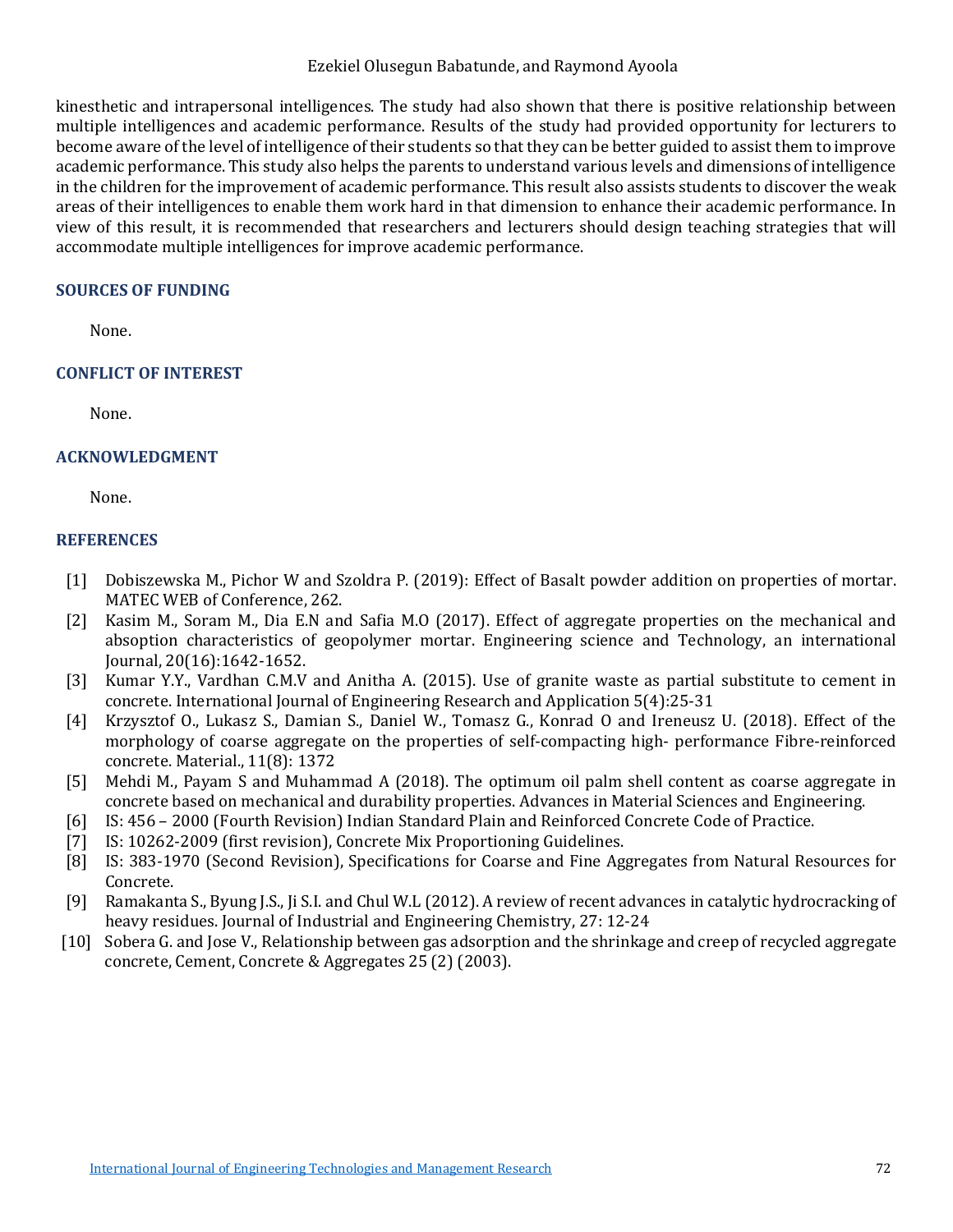kinesthetic and intrapersonal intelligences. The study had also shown that there is positive relationship between multiple intelligences and academic performance. Results of the study had provided opportunity for lecturers to become aware of the level of intelligence of their students so that they can be better guided to assist them to improve academic performance. This study also helps the parents to understand various levels and dimensions of intelligence in the children for the improvement of academic performance. This result also assists students to discover the weak areas of their intelligences to enable them work hard in that dimension to enhance their academic performance. In view of this result, it is recommended that researchers and lecturers should design teaching strategies that will accommodate multiple intelligences for improve academic performance.

## SOURCES OF FUNDING

None.

## CONFLICT OF INTEREST

None.

## ACKNOWLEDGMENT

None.

## REFERENCES

[1] Dobiszewska M., Pichor W and Szoldra P. (2019): Effect of Basalt powder addition on properties of mortar. MATEC WEB of Conference, 262.

[2] Kasim M., Soram M., Dia E.N and Safia M.O (2017). Effect of aggregate properties on the mechanical and absoption characteristics of geopolymer mortar. Engineering science and Technology, an international Journal, 20(16):1642-1652.

[3] Kumar Y.Y., Vardhan C.M.V and Anitha A. (2015). Use of granite waste as partial substitute to cement in concrete. International Journal of Engineering Research and Application 5(4):25-31

[4] Krzysztof O., Lukasz S., Damian S., Daniel W., Tomasz G., Konrad O and Ireneusz U. (2018). Effect of the morphology of coarse aggregate on the properties of self-compacting high- performance Fibre-reinforced concrete. Material., 11(8): 1372

[5] Mehdi M., Payam S and Muhammad A (2018). The optimum oil palm shell content as coarse aggregate in concrete based on mechanical and durability properties. Advances in Material Sciences and Engineering.

[6] IS: 456 – 2000 (Fourth Revision) Indian Standard Plain and Reinforced Concrete Code of Practice.

[7] IS: 10262-2009 (first revision), Concrete Mix Proportioning Guidelines.

[8] IS: 383-1970 (Second Revision), Specifications for Coarse and Fine Aggregates from Natural Resources for Concrete.

[9] Ramakanta S., Byung J.S., Ji S.I. and Chul W.L (2012). A review of recent advances in catalytic hydrocracking of heavy residues. Journal of Industrial and Engineering Chemistry, 27: 12-24

[10] Sobera G. and Jose V., Relationship between gas adsorption and the shrinkage and creep of recycled aggregate concrete, Cement, Concrete & Aggregates 25 (2) (2003).